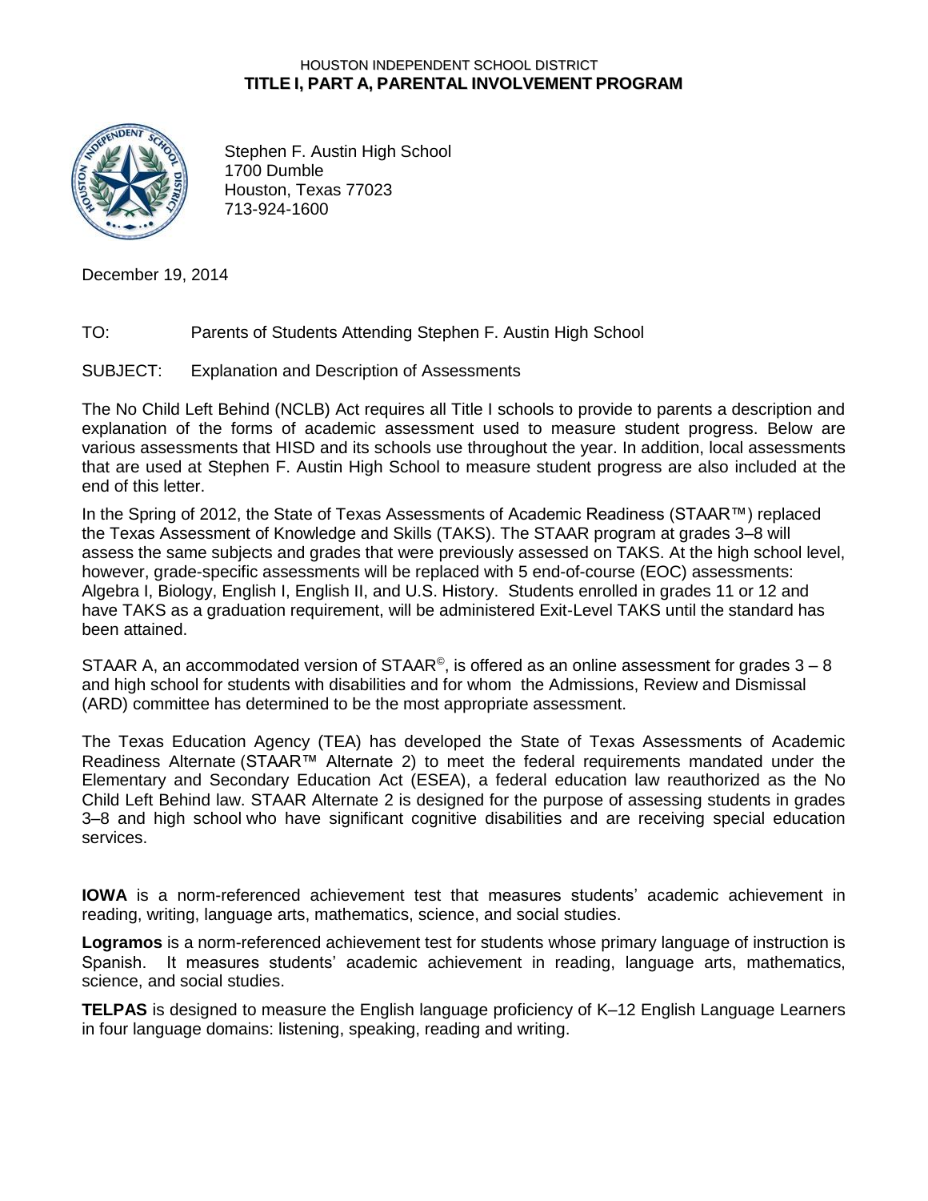HOUSTON INDEPENDENT SCHOOL DISTRICT

**TITLE I, PART A, PARENTAL INVOLVEMENT PROGRAM**

Stephen F. Austin High School
1700 Dumble
Houston, Texas 77023
713-924-1600

December 19, 2014

TO: Parents of Students Attending Stephen F. Austin High School

SUBJECT: Explanation and Description of Assessments

The No Child Left Behind (NCLB) Act requires all Title I schools to provide to parents a description and explanation of the forms of academic assessment used to measure student progress. Below are various assessments that HISD and its schools use throughout the year. In addition, local assessments that are used at Stephen F. Austin High School to measure student progress are also included at the end of this letter.

In the Spring of 2012, the State of Texas Assessments of Academic Readiness (STAAR™) replaced the Texas Assessment of Knowledge and Skills (TAKS). The STAAR program at grades 3–8 will assess the same subjects and grades that were previously assessed on TAKS. At the high school level, however, grade-specific assessments will be replaced with 5 end-of-course (EOC) assessments: Algebra I, Biology, English I, English II, and U.S. History. Students enrolled in grades 11 or 12 and have TAKS as a graduation requirement, will be administered Exit-Level TAKS until the standard has been attained.

STAAR A, an accommodated version of STAAR©, is offered as an online assessment for grades 3 – 8 and high school for students with disabilities and for whom the Admissions, Review and Dismissal (ARD) committee has determined to be the most appropriate assessment.

The Texas Education Agency (TEA) has developed the State of Texas Assessments of Academic Readiness Alternate (STAAR™ Alternate 2) to meet the federal requirements mandated under the Elementary and Secondary Education Act (ESEA), a federal education law reauthorized as the No Child Left Behind law. STAAR Alternate 2 is designed for the purpose of assessing students in grades 3–8 and high school who have significant cognitive disabilities and are receiving special education services.

**IOWA** is a norm-referenced achievement test that measures students' academic achievement in reading, writing, language arts, mathematics, science, and social studies.

**Logramos** is a norm-referenced achievement test for students whose primary language of instruction is Spanish. It measures students' academic achievement in reading, language arts, mathematics, science, and social studies.

**TELPAS** is designed to measure the English language proficiency of K–12 English Language Learners in four language domains: listening, speaking, reading and writing.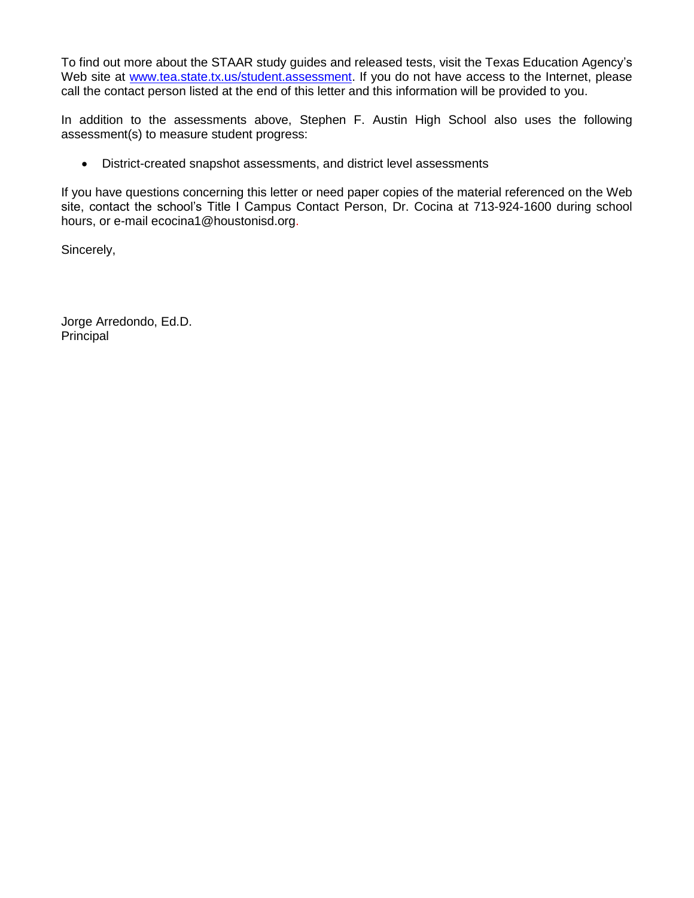To find out more about the STAAR study guides and released tests, visit the Texas Education Agency's Web site at [www.tea.state.tx.us/student.assessment](http://www.tea.state.tx.us/student.assessment). If you do not have access to the Internet, please call the contact person listed at the end of this letter and this information will be provided to you.

In addition to the assessments above, Stephen F. Austin High School also uses the following assessment(s) to measure student progress:

- District-created snapshot assessments, and district level assessments

If you have questions concerning this letter or need paper copies of the material referenced on the Web site, contact the school's Title I Campus Contact Person, Dr. Cocina at 713-924-1600 during school hours, or e-mail ecocina1@houstonisd.org.

Sincerely,

Jorge Arredondo, Ed.D.
Principal